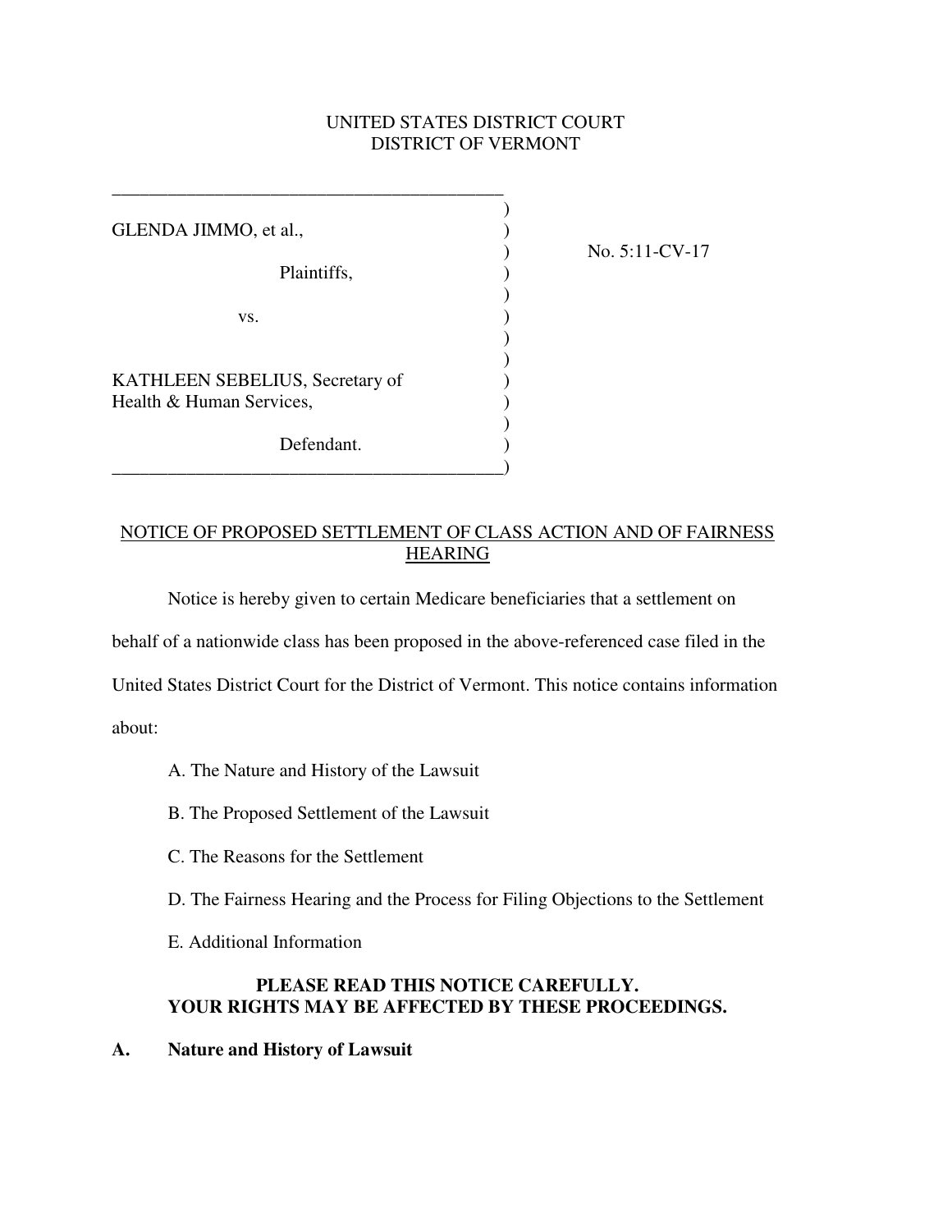UNITED STATES DISTRICT COURT
DISTRICT OF VERMONT

| | | |
|---|---|---|
| GLENDA JIMMO, et al., | ) | No. 5:11-CV-17 |
| Plaintiffs, | ) | |
| vs. | ) | |
| KATHLEEN SEBELIUS, Secretary of Health & Human Services, | ) | |
| Defendant. | ) | |

NOTICE OF PROPOSED SETTLEMENT OF CLASS ACTION AND OF FAIRNESS HEARING

Notice is hereby given to certain Medicare beneficiaries that a settlement on behalf of a nationwide class has been proposed in the above-referenced case filed in the United States District Court for the District of Vermont. This notice contains information about:

A. The Nature and History of the Lawsuit

B. The Proposed Settlement of the Lawsuit

C. The Reasons for the Settlement

D. The Fairness Hearing and the Process for Filing Objections to the Settlement

E. Additional Information

**PLEASE READ THIS NOTICE CAREFULLY.**
**YOUR RIGHTS MAY BE AFFECTED BY THESE PROCEEDINGS.**

## A. Nature and History of Lawsuit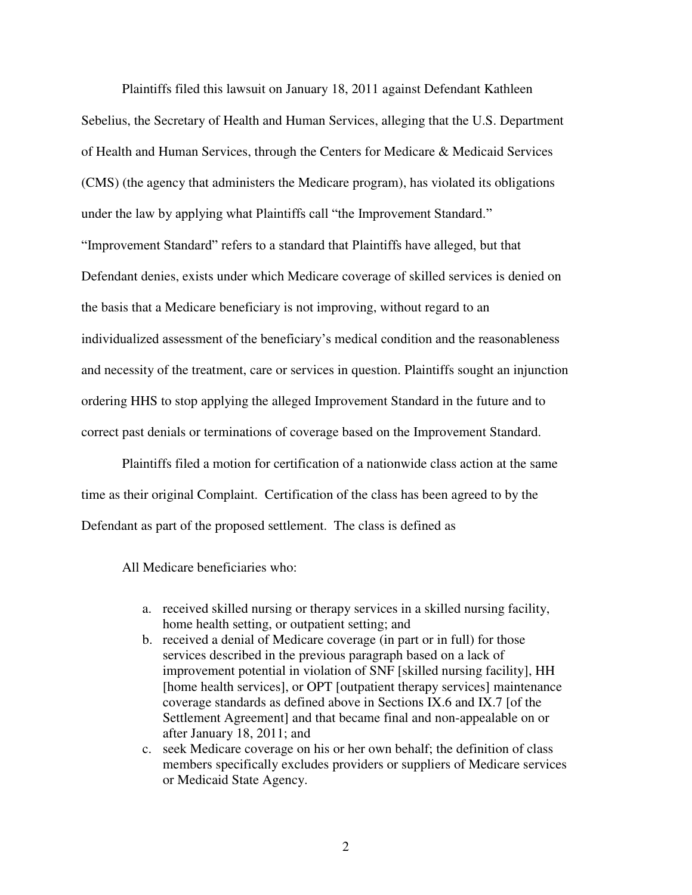Plaintiffs filed this lawsuit on January 18, 2011 against Defendant Kathleen Sebelius, the Secretary of Health and Human Services, alleging that the U.S. Department of Health and Human Services, through the Centers for Medicare & Medicaid Services (CMS) (the agency that administers the Medicare program), has violated its obligations under the law by applying what Plaintiffs call "the Improvement Standard." "Improvement Standard" refers to a standard that Plaintiffs have alleged, but that Defendant denies, exists under which Medicare coverage of skilled services is denied on the basis that a Medicare beneficiary is not improving, without regard to an individualized assessment of the beneficiary's medical condition and the reasonableness and necessity of the treatment, care or services in question. Plaintiffs sought an injunction ordering HHS to stop applying the alleged Improvement Standard in the future and to correct past denials or terminations of coverage based on the Improvement Standard.

Plaintiffs filed a motion for certification of a nationwide class action at the same time as their original Complaint. Certification of the class has been agreed to by the Defendant as part of the proposed settlement. The class is defined as

> All Medicare beneficiaries who:
>
> a. received skilled nursing or therapy services in a skilled nursing facility, home health setting, or outpatient setting; and
> b. received a denial of Medicare coverage (in part or in full) for those services described in the previous paragraph based on a lack of improvement potential in violation of SNF [skilled nursing facility], HH [home health services], or OPT [outpatient therapy services] maintenance coverage standards as defined above in Sections IX.6 and IX.7 [of the Settlement Agreement] and that became final and non-appealable on or after January 18, 2011; and
> c. seek Medicare coverage on his or her own behalf; the definition of class members specifically excludes providers or suppliers of Medicare services or Medicaid State Agency.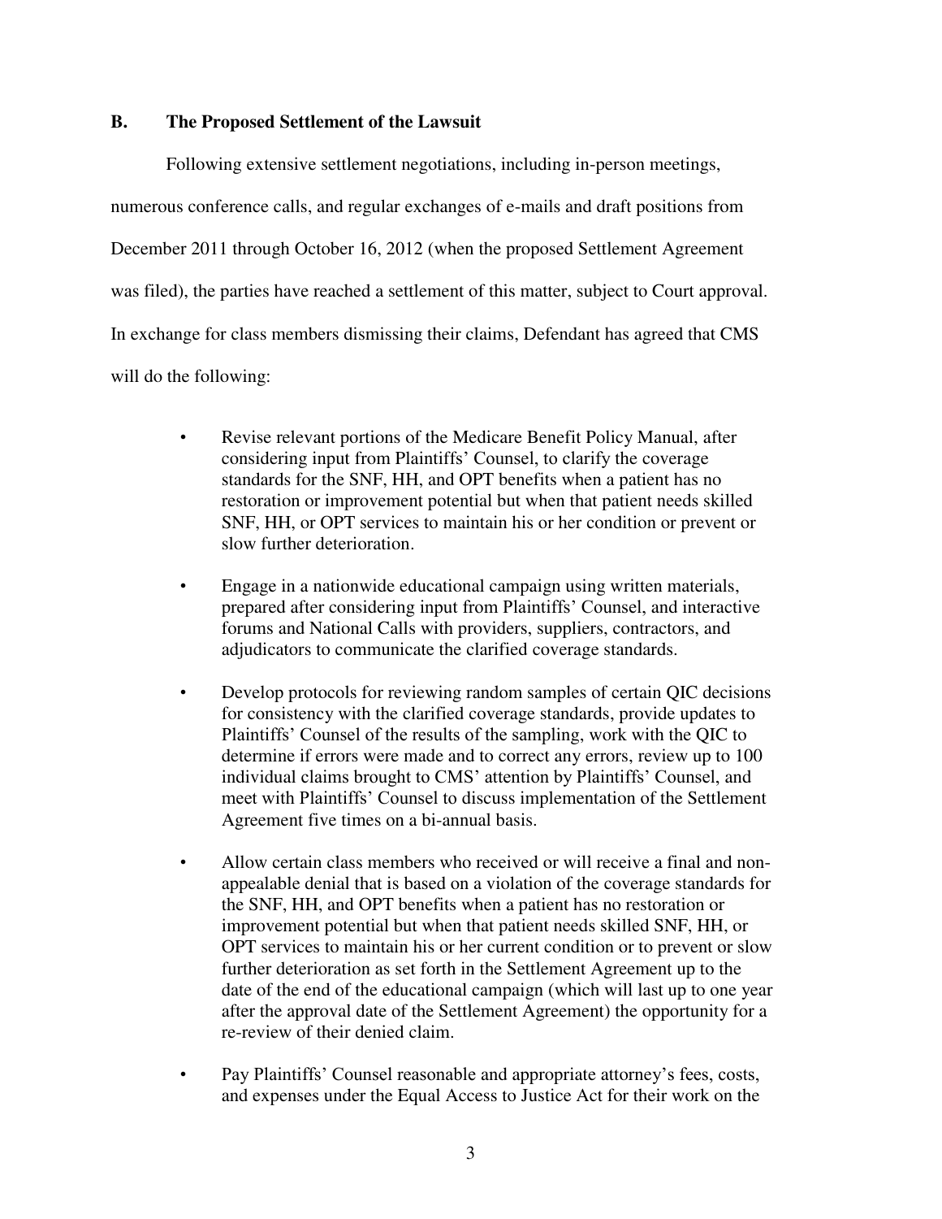### B. The Proposed Settlement of the Lawsuit

Following extensive settlement negotiations, including in-person meetings, numerous conference calls, and regular exchanges of e-mails and draft positions from December 2011 through October 16, 2012 (when the proposed Settlement Agreement was filed), the parties have reached a settlement of this matter, subject to Court approval. In exchange for class members dismissing their claims, Defendant has agreed that CMS will do the following:

- Revise relevant portions of the Medicare Benefit Policy Manual, after considering input from Plaintiffs' Counsel, to clarify the coverage standards for the SNF, HH, and OPT benefits when a patient has no restoration or improvement potential but when that patient needs skilled SNF, HH, or OPT services to maintain his or her condition or prevent or slow further deterioration.
- Engage in a nationwide educational campaign using written materials, prepared after considering input from Plaintiffs' Counsel, and interactive forums and National Calls with providers, suppliers, contractors, and adjudicators to communicate the clarified coverage standards.
- Develop protocols for reviewing random samples of certain QIC decisions for consistency with the clarified coverage standards, provide updates to Plaintiffs' Counsel of the results of the sampling, work with the QIC to determine if errors were made and to correct any errors, review up to 100 individual claims brought to CMS' attention by Plaintiffs' Counsel, and meet with Plaintiffs' Counsel to discuss implementation of the Settlement Agreement five times on a bi-annual basis.
- Allow certain class members who received or will receive a final and non-appealable denial that is based on a violation of the coverage standards for the SNF, HH, and OPT benefits when a patient has no restoration or improvement potential but when that patient needs skilled SNF, HH, or OPT services to maintain his or her current condition or to prevent or slow further deterioration as set forth in the Settlement Agreement up to the date of the end of the educational campaign (which will last up to one year after the approval date of the Settlement Agreement) the opportunity for a re-review of their denied claim.
- Pay Plaintiffs' Counsel reasonable and appropriate attorney's fees, costs, and expenses under the Equal Access to Justice Act for their work on the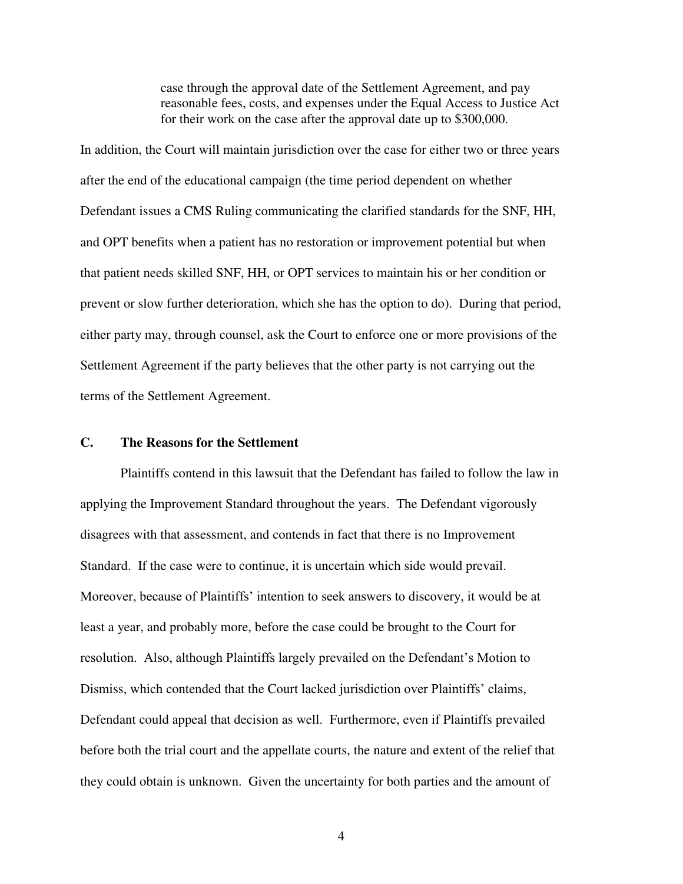> case through the approval date of the Settlement Agreement, and pay reasonable fees, costs, and expenses under the Equal Access to Justice Act for their work on the case after the approval date up to $300,000.

In addition, the Court will maintain jurisdiction over the case for either two or three years after the end of the educational campaign (the time period dependent on whether Defendant issues a CMS Ruling communicating the clarified standards for the SNF, HH, and OPT benefits when a patient has no restoration or improvement potential but when that patient needs skilled SNF, HH, or OPT services to maintain his or her condition or prevent or slow further deterioration, which she has the option to do). During that period, either party may, through counsel, ask the Court to enforce one or more provisions of the Settlement Agreement if the party believes that the other party is not carrying out the terms of the Settlement Agreement.

### C. The Reasons for the Settlement

Plaintiffs contend in this lawsuit that the Defendant has failed to follow the law in applying the Improvement Standard throughout the years. The Defendant vigorously disagrees with that assessment, and contends in fact that there is no Improvement Standard. If the case were to continue, it is uncertain which side would prevail. Moreover, because of Plaintiffs' intention to seek answers to discovery, it would be at least a year, and probably more, before the case could be brought to the Court for resolution. Also, although Plaintiffs largely prevailed on the Defendant's Motion to Dismiss, which contended that the Court lacked jurisdiction over Plaintiffs' claims, Defendant could appeal that decision as well. Furthermore, even if Plaintiffs prevailed before both the trial court and the appellate courts, the nature and extent of the relief that they could obtain is unknown. Given the uncertainty for both parties and the amount of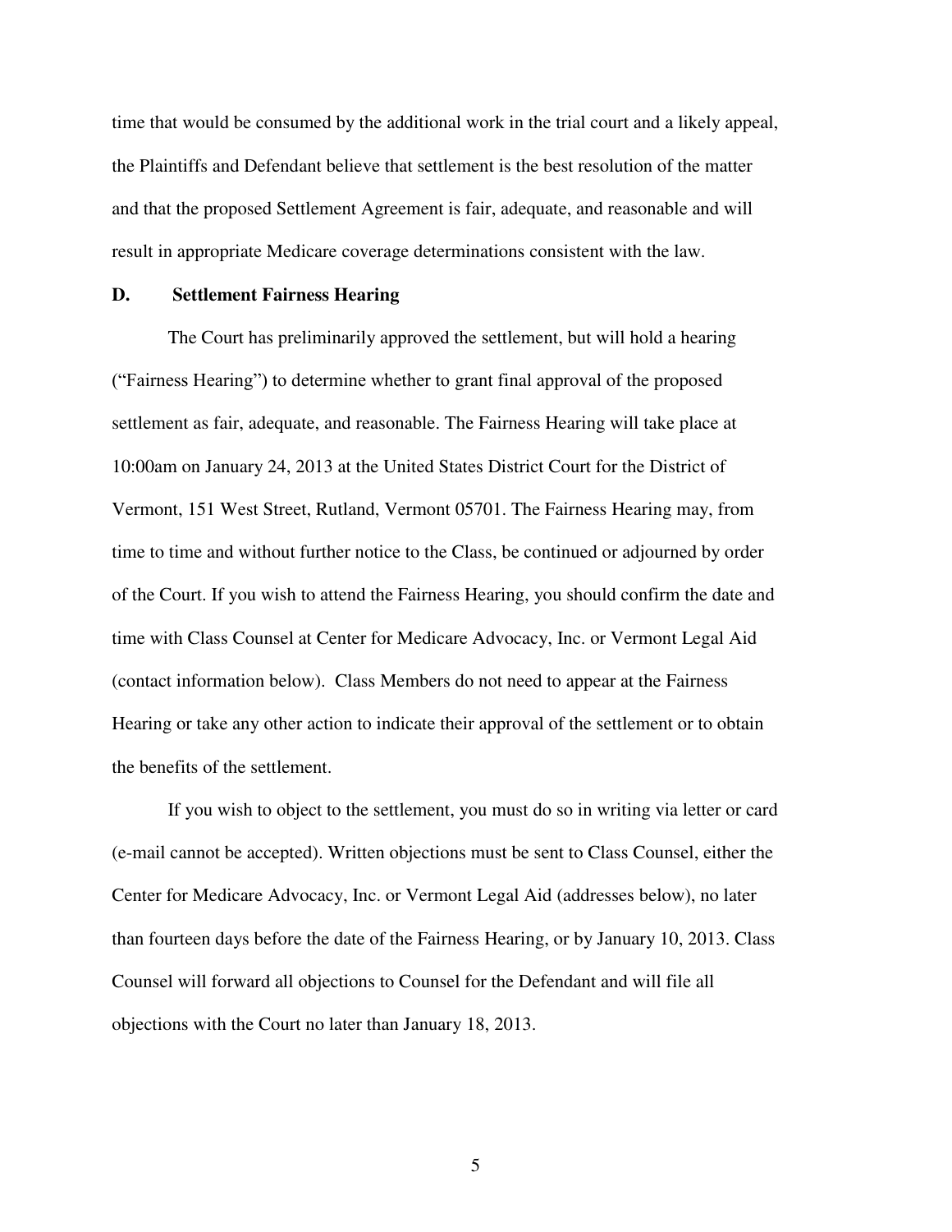time that would be consumed by the additional work in the trial court and a likely appeal, the Plaintiffs and Defendant believe that settlement is the best resolution of the matter and that the proposed Settlement Agreement is fair, adequate, and reasonable and will result in appropriate Medicare coverage determinations consistent with the law.

### D. Settlement Fairness Hearing

The Court has preliminarily approved the settlement, but will hold a hearing ("Fairness Hearing") to determine whether to grant final approval of the proposed settlement as fair, adequate, and reasonable. The Fairness Hearing will take place at 10:00am on January 24, 2013 at the United States District Court for the District of Vermont, 151 West Street, Rutland, Vermont 05701. The Fairness Hearing may, from time to time and without further notice to the Class, be continued or adjourned by order of the Court. If you wish to attend the Fairness Hearing, you should confirm the date and time with Class Counsel at Center for Medicare Advocacy, Inc. or Vermont Legal Aid (contact information below). Class Members do not need to appear at the Fairness Hearing or take any other action to indicate their approval of the settlement or to obtain the benefits of the settlement.

If you wish to object to the settlement, you must do so in writing via letter or card (e-mail cannot be accepted). Written objections must be sent to Class Counsel, either the Center for Medicare Advocacy, Inc. or Vermont Legal Aid (addresses below), no later than fourteen days before the date of the Fairness Hearing, or by January 10, 2013. Class Counsel will forward all objections to Counsel for the Defendant and will file all objections with the Court no later than January 18, 2013.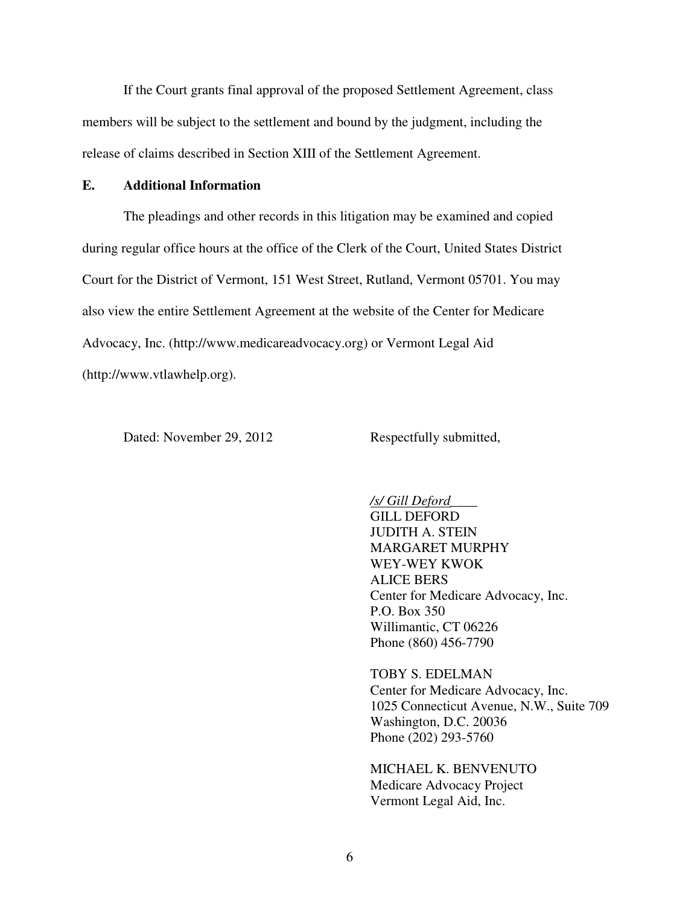If the Court grants final approval of the proposed Settlement Agreement, class members will be subject to the settlement and bound by the judgment, including the release of claims described in Section XIII of the Settlement Agreement.

**E. Additional Information**

The pleadings and other records in this litigation may be examined and copied during regular office hours at the office of the Clerk of the Court, United States District Court for the District of Vermont, 151 West Street, Rutland, Vermont 05701. You may also view the entire Settlement Agreement at the website of the Center for Medicare Advocacy, Inc. (http://www.medicareadvocacy.org) or Vermont Legal Aid (http://www.vtlawhelp.org).

Dated: November 29, 2012

Respectfully submitted,

*/s/ Gill Deford*____
GILL DEFORD
JUDITH A. STEIN
MARGARET MURPHY
WEY-WEY KWOK
ALICE BERS
Center for Medicare Advocacy, Inc.
P.O. Box 350
Willimantic, CT 06226
Phone (860) 456-7790

TOBY S. EDELMAN
Center for Medicare Advocacy, Inc.
1025 Connecticut Avenue, N.W., Suite 709
Washington, D.C. 20036
Phone (202) 293-5760

MICHAEL K. BENVENUTO
Medicare Advocacy Project
Vermont Legal Aid, Inc.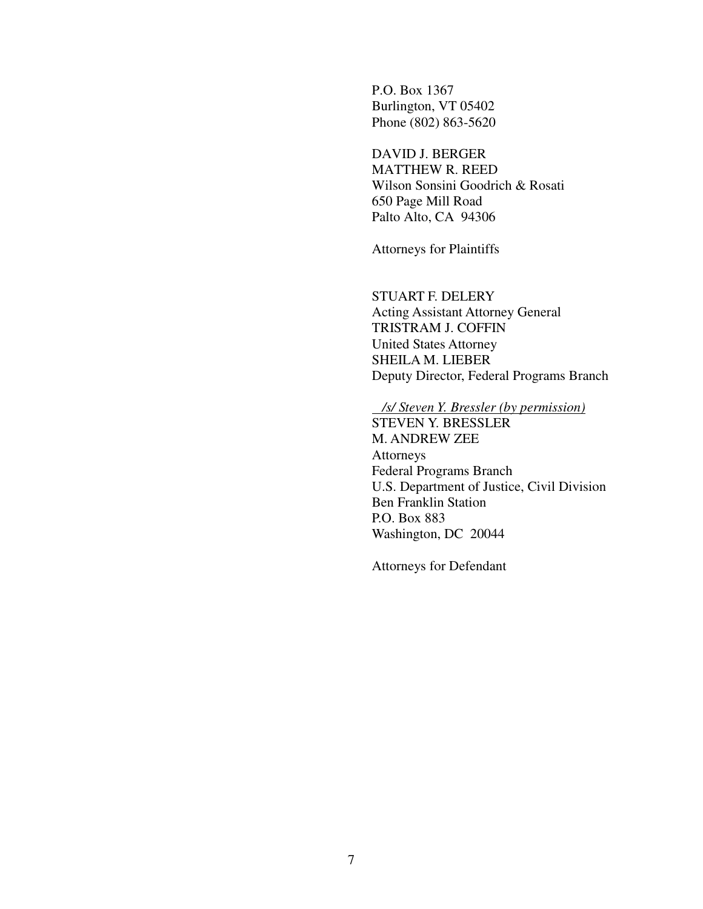P.O. Box 1367
Burlington, VT 05402
Phone (802) 863-5620

DAVID J. BERGER
MATTHEW R. REED
Wilson Sonsini Goodrich & Rosati
650 Page Mill Road
Palto Alto, CA  94306

Attorneys for Plaintiffs

STUART F. DELERY
Acting Assistant Attorney General
TRISTRAM J. COFFIN
United States Attorney
SHEILA M. LIEBER
Deputy Director, Federal Programs Branch

*/s/ Steven Y. Bressler (by permission)*
STEVEN Y. BRESSLER
M. ANDREW ZEE
Attorneys
Federal Programs Branch
U.S. Department of Justice, Civil Division
Ben Franklin Station
P.O. Box 883
Washington, DC  20044

Attorneys for Defendant